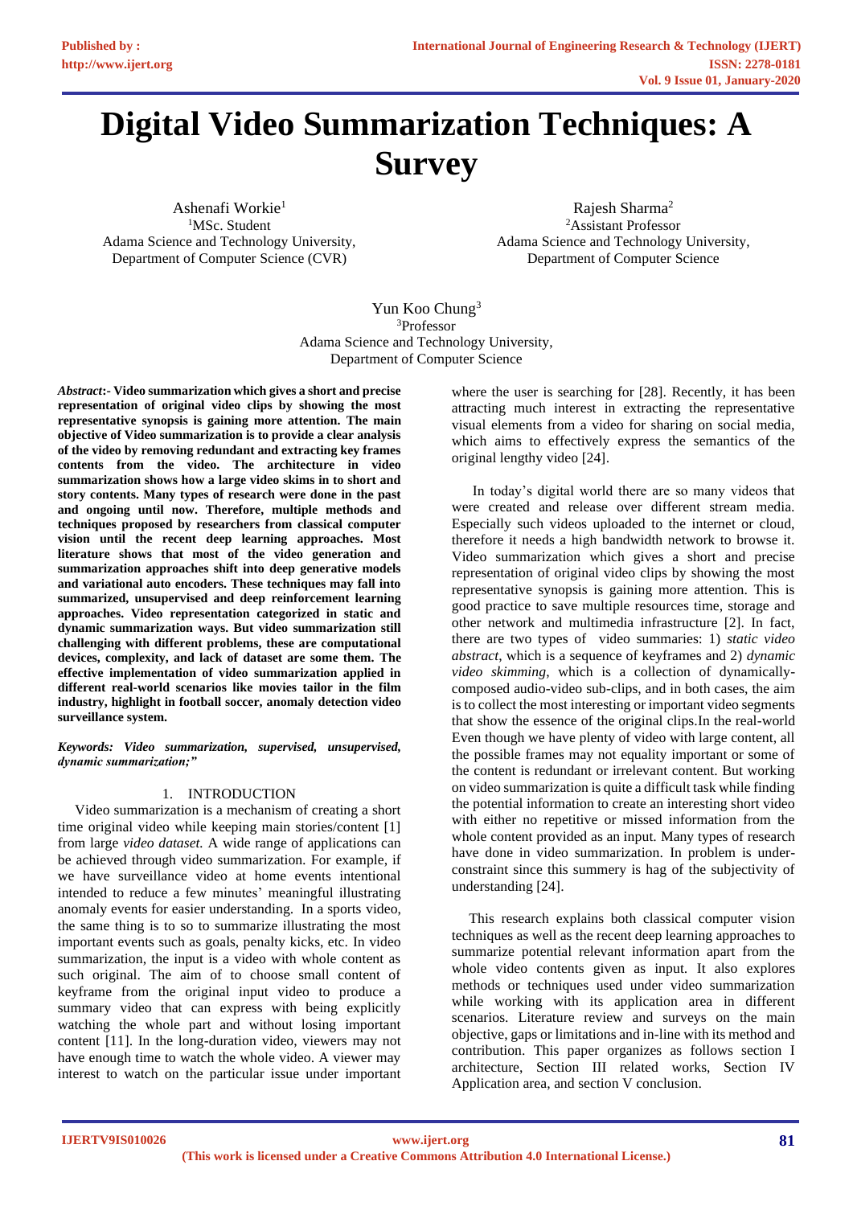# Digital Video Summarization Techniques: A Survey

Ashenafi Workie[1]
[1]MSc. Student
Adama Science and Technology University,
Department of Computer Science (CVR)

Rajesh Sharma[2]
[2]Assistant Professor
Adama Science and Technology University,
Department of Computer Science

Yun Koo Chung[3]
[3]Professor
Adama Science and Technology University,
Department of Computer Science

***Abstract*:- Video summarization which gives a short and precise representation of original video clips by showing the most representative synopsis is gaining more attention. The main objective of Video summarization is to provide a clear analysis of the video by removing redundant and extracting key frames contents from the video. The architecture in video summarization shows how a large video skims in to short and story contents. Many types of research were done in the past and ongoing until now. Therefore, multiple methods and techniques proposed by researchers from classical computer vision until the recent deep learning approaches. Most literature shows that most of the video generation and summarization approaches shift into deep generative models and variational auto encoders. These techniques may fall into summarized, unsupervised and deep reinforcement learning approaches. Video representation categorized in static and dynamic summarization ways. But video summarization still challenging with different problems, these are computational devices, complexity, and lack of dataset are some them. The effective implementation of video summarization applied in different real-world scenarios like movies tailor in the film industry, highlight in football soccer, anomaly detection video surveillance system.**

***Keywords: Video summarization, supervised, unsupervised, dynamic summarization;"***

## 1. INTRODUCTION

Video summarization is a mechanism of creating a short time original video while keeping main stories/content [1] from large *video dataset.* A wide range of applications can be achieved through video summarization. For example, if we have surveillance video at home events intentional intended to reduce a few minutes' meaningful illustrating anomaly events for easier understanding. In a sports video, the same thing is to so to summarize illustrating the most important events such as goals, penalty kicks, etc. In video summarization, the input is a video with whole content as such original. The aim of to choose small content of keyframe from the original input video to produce a summary video that can express with being explicitly watching the whole part and without losing important content [11]. In the long-duration video, viewers may not have enough time to watch the whole video. A viewer may interest to watch on the particular issue under important where the user is searching for [28]. Recently, it has been attracting much interest in extracting the representative visual elements from a video for sharing on social media, which aims to effectively express the semantics of the original lengthy video [24].

In today's digital world there are so many videos that were created and release over different stream media. Especially such videos uploaded to the internet or cloud, therefore it needs a high bandwidth network to browse it. Video summarization which gives a short and precise representation of original video clips by showing the most representative synopsis is gaining more attention. This is good practice to save multiple resources time, storage and other network and multimedia infrastructure [2]. In fact, there are two types of video summaries: 1) *static video abstract*, which is a sequence of keyframes and 2) *dynamic video skimming*, which is a collection of dynamically-composed audio-video sub-clips, and in both cases, the aim is to collect the most interesting or important video segments that show the essence of the original clips.In the real-world Even though we have plenty of video with large content, all the possible frames may not equality important or some of the content is redundant or irrelevant content. But working on video summarization is quite a difficult task while finding the potential information to create an interesting short video with either no repetitive or missed information from the whole content provided as an input. Many types of research have done in video summarization. In problem is under-constraint since this summery is hag of the subjectivity of understanding [24].

This research explains both classical computer vision techniques as well as the recent deep learning approaches to summarize potential relevant information apart from the whole video contents given as input. It also explores methods or techniques used under video summarization while working with its application area in different scenarios. Literature review and surveys on the main objective, gaps or limitations and in-line with its method and contribution. This paper organizes as follows section I architecture, Section III related works, Section IV Application area, and section V conclusion.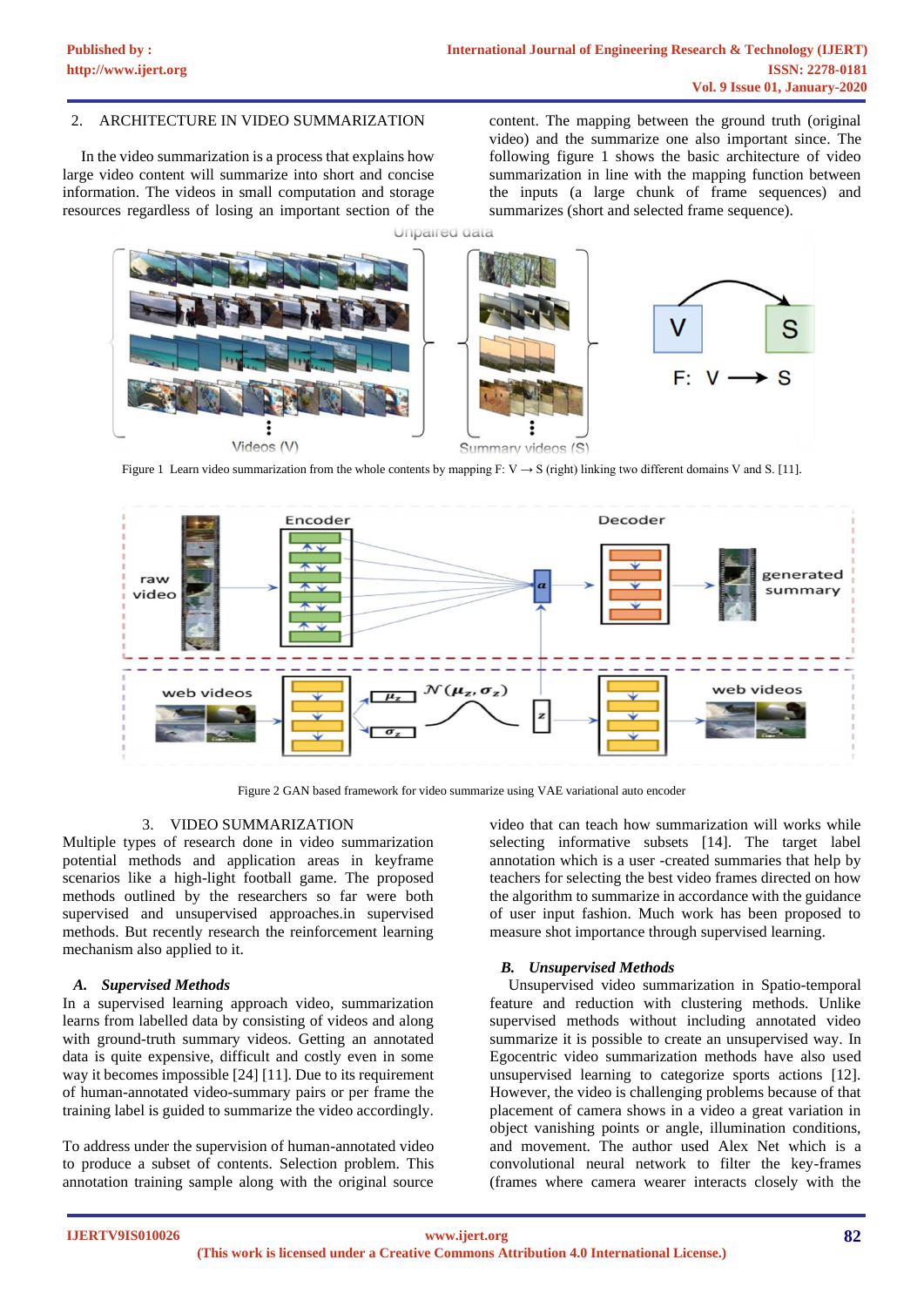## 2. ARCHITECTURE IN VIDEO SUMMARIZATION

In the video summarization is a process that explains how large video content will summarize into short and concise information. The videos in small computation and storage resources regardless of losing an important section of the content. The mapping between the ground truth (original video) and the summarize one also important since. The following figure 1 shows the basic architecture of video summarization in line with the mapping function between the inputs (a large chunk of frame sequences) and summarizes (short and selected frame sequence).

Figure 1 Learn video summarization from the whole contents by mapping F: V → S (right) linking two different domains V and S. [11].

Figure 2 GAN based framework for video summarize using VAE variational auto encoder

## 3. VIDEO SUMMARIZATION

Multiple types of research done in video summarization potential methods and application areas in keyframe scenarios like a high-light football game. The proposed methods outlined by the researchers so far were both supervised and unsupervised approaches.in supervised methods. But recently research the reinforcement learning mechanism also applied to it.

### *A. Supervised Methods*

In a supervised learning approach video, summarization learns from labelled data by consisting of videos and along with ground-truth summary videos. Getting an annotated data is quite expensive, difficult and costly even in some way it becomes impossible [24] [11]. Due to its requirement of human-annotated video-summary pairs or per frame the training label is guided to summarize the video accordingly.

To address under the supervision of human-annotated video to produce a subset of contents. Selection problem. This annotation training sample along with the original source video that can teach how summarization will works while selecting informative subsets [14]. The target label annotation which is a user -created summaries that help by teachers for selecting the best video frames directed on how the algorithm to summarize in accordance with the guidance of user input fashion. Much work has been proposed to measure shot importance through supervised learning.

### *B. Unsupervised Methods*

Unsupervised video summarization in Spatio-temporal feature and reduction with clustering methods. Unlike supervised methods without including annotated video summarize it is possible to create an unsupervised way. In Egocentric video summarization methods have also used unsupervised learning to categorize sports actions [12]. However, the video is challenging problems because of that placement of camera shows in a video a great variation in object vanishing points or angle, illumination conditions, and movement. The author used Alex Net which is a convolutional neural network to filter the key-frames (frames where camera wearer interacts closely with the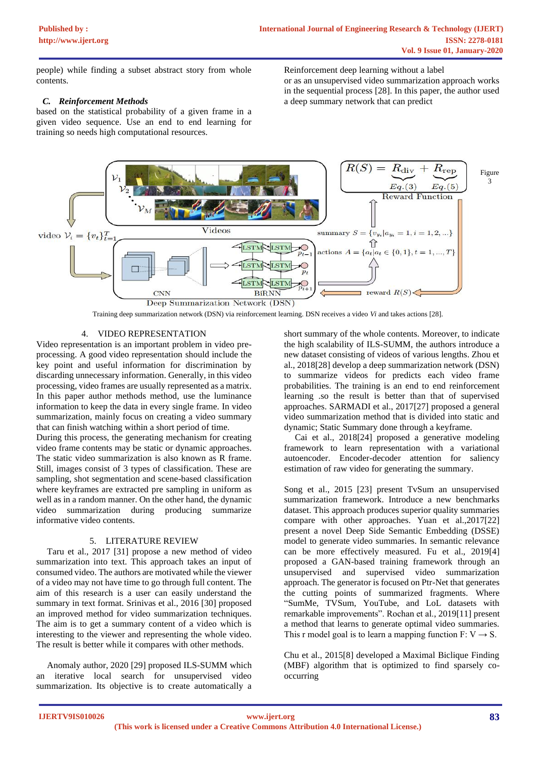people) while finding a subset abstract story from whole contents.

### *C. Reinforcement Methods*

based on the statistical probability of a given frame in a given video sequence. Use an end to end learning for training so needs high computational resources.

Reinforcement deep learning without a label or as an unsupervised video summarization approach works in the sequential process [28]. In this paper, the author used a deep summary network that can predict

Figure 3

Training deep summarization network (DSN) via reinforcement learning. DSN receives a video *Vi* and takes actions [28].

## 4. VIDEO REPRESENTATION

Video representation is an important problem in video pre-processing. A good video representation should include the key point and useful information for discrimination by discarding unnecessary information. Generally, in this video processing, video frames are usually represented as a matrix. In this paper author methods method, use the luminance information to keep the data in every single frame. In video summarization, mainly focus on creating a video summary that can finish watching within a short period of time.

During this process, the generating mechanism for creating video frame contents may be static or dynamic approaches. The static video summarization is also known as R frame. Still, images consist of 3 types of classification. These are sampling, shot segmentation and scene-based classification where keyframes are extracted pre sampling in uniform as well as in a random manner. On the other hand, the dynamic video summarization during producing summarize informative video contents.

## 5. LITERATURE REVIEW

Taru et al., 2017 [31] propose a new method of video summarization into text. This approach takes an input of consumed video. The authors are motivated while the viewer of a video may not have time to go through full content. The aim of this research is a user can easily understand the summary in text format. Srinivas et al., 2016 [30] proposed an improved method for video summarization techniques. The aim is to get a summary content of a video which is interesting to the viewer and representing the whole video. The result is better while it compares with other methods.

Anomaly author, 2020 [29] proposed ILS-SUMM which an iterative local search for unsupervised video summarization. Its objective is to create automatically a short summary of the whole contents. Moreover, to indicate the high scalability of ILS-SUMM, the authors introduce a new dataset consisting of videos of various lengths. Zhou et al., 2018[28] develop a deep summarization network (DSN) to summarize videos for predicts each video frame probabilities. The training is an end to end reinforcement learning .so the result is better than that of supervised approaches. SARMADI et al., 2017[27] proposed a general video summarization method that is divided into static and dynamic; Static Summary done through a keyframe.

Cai et al., 2018[24] proposed a generative modeling framework to learn representation with a variational autoencoder. Encoder-decoder attention for saliency estimation of raw video for generating the summary.

Song et al., 2015 [23] present TvSum an unsupervised summarization framework. Introduce a new benchmarks dataset. This approach produces superior quality summaries compare with other approaches. Yuan et al.,2017[22] present a novel Deep Side Semantic Embedding (DSSE) model to generate video summaries. In semantic relevance can be more effectively measured. Fu et al., 2019[4] proposed a GAN-based training framework through an unsupervised and supervised video summarization approach. The generator is focused on Ptr-Net that generates the cutting points of summarized fragments. Where "SumMe, TVSum, YouTube, and LoL datasets with remarkable improvements". Rochan et al., 2019[11] present a method that learns to generate optimal video summaries. This r model goal is to learn a mapping function F: V → S.

Chu et al., 2015[8] developed a Maximal Biclique Finding (MBF) algorithm that is optimized to find sparsely co-occurring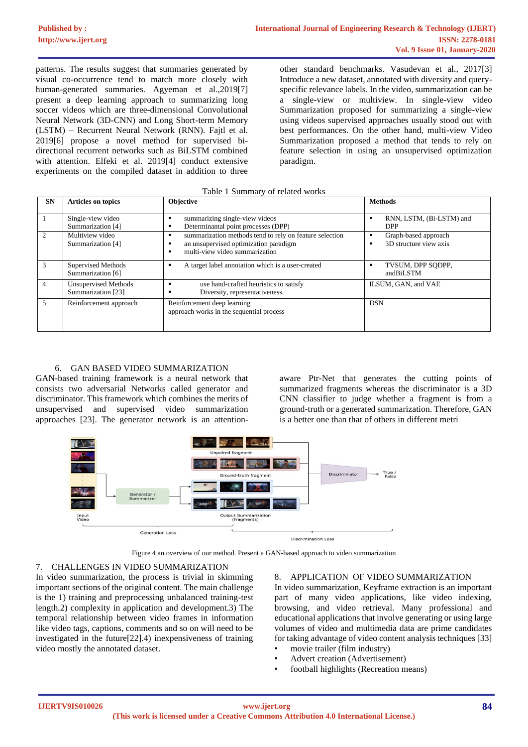patterns. The results suggest that summaries generated by visual co-occurrence tend to match more closely with human-generated summaries. Agyeman et al.,2019[7] present a deep learning approach to summarizing long soccer videos which are three-dimensional Convolutional Neural Network (3D-CNN) and Long Short-term Memory (LSTM) – Recurrent Neural Network (RNN). Fajtl et al. 2019[6] propose a novel method for supervised bi-directional recurrent networks such as BiLSTM combined with attention. Elfeki et al. 2019[4] conduct extensive experiments on the compiled dataset in addition to three other standard benchmarks. Vasudevan et al., 2017[3] Introduce a new dataset, annotated with diversity and query-specific relevance labels. In the video, summarization can be a single-view or multiview. In single-view video Summarization proposed for summarizing a single-view using videos supervised approaches usually stood out with best performances. On the other hand, multi-view Video Summarization proposed a method that tends to rely on feature selection in using an unsupervised optimization paradigm.

Table 1 Summary of related works

| SN | Articles on topics | Objective | Methods |
|---|---|---|---|
| 1 | Single-view video Summarization [4] | ▪ summarizing single-view videos<br>▪ Determinantal point processes (DPP) | ▪ RNN, LSTM, (Bi-LSTM) and DPP |
| 2 | Multiview video Summarization [4] | ▪ summarization methods tend to rely on feature selection<br>▪ an unsupervised optimization paradigm<br>▪ multi-view video summarization | ▪ Graph-based approach<br>▪ 3D structure view axis |
| 3 | Supervised Methods Summarization [6] | ▪ A target label annotation which is a user-created | ▪ TVSUM, DPP SQDPP, andBiLSTM |
| 4 | Unsupervised Methods Summarization [23] | ▪ use hand-crafted heuristics to satisfy<br>▪ Diversity, representativeness. | ILSUM, GAN, and VAE |
| 5 | Reinforcement approach | Reinforcement deep learning approach works in the sequential process | DSN |

## 6. GAN BASED VIDEO SUMMARIZATION

GAN-based training framework is a neural network that consists two adversarial Networks called generator and discriminator. This framework which combines the merits of unsupervised and supervised video summarization approaches [23]. The generator network is an attention-aware Ptr-Net that generates the cutting points of summarized fragments whereas the discriminator is a 3D CNN classifier to judge whether a fragment is from a ground-truth or a generated summarization. Therefore, GAN is a better one than that of others in different metri

Figure 4 an overview of our method. Present a GAN-based approach to video summarization

## 7. CHALLENGES IN VIDEO SUMMARIZATION

In video summarization, the process is trivial in skimming important sections of the original content. The main challenge is the 1) training and preprocessing unbalanced training-test length.2) complexity in application and development.3) The temporal relationship between video frames in information like video tags, captions, comments and so on will need to be investigated in the future[22].4) inexpensiveness of training video mostly the annotated dataset.

## 8. APPLICATION OF VIDEO SUMMARIZATION

In video summarization, Keyframe extraction is an important part of many video applications, like video indexing, browsing, and video retrieval. Many professional and educational applications that involve generating or using large volumes of video and multimedia data are prime candidates for taking advantage of video content analysis techniques [33]

- movie trailer (film industry)
- Advert creation (Advertisement)
- football highlights (Recreation means)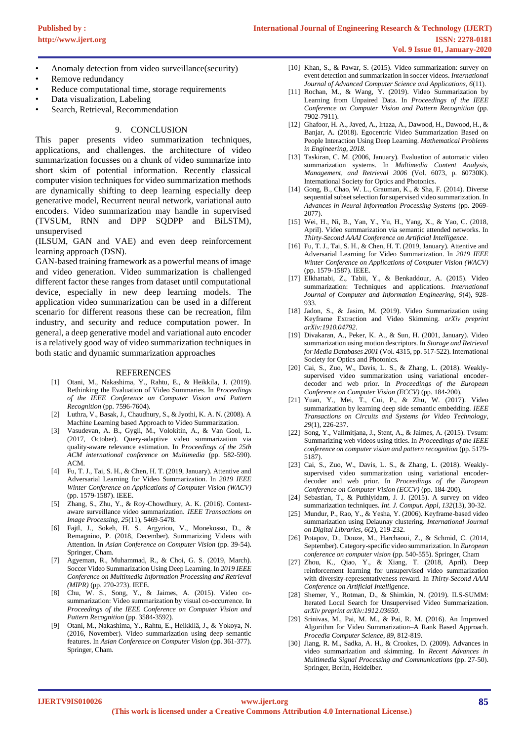- Anomaly detection from video surveillance(security)
- Remove redundancy
- Reduce computational time, storage requirements
- Data visualization, Labeling
- Search, Retrieval, Recommendation

## 9. CONCLUSION

This paper presents video summarization techniques, applications, and challenges. the architecture of video summarization focusses on a chunk of video summarize into short skim of potential information. Recently classical computer vision techniques for video summarization methods are dynamically shifting to deep learning especially deep generative model, Recurrent neural network, variational auto encoders. Video summarization may handle in supervised (TVSUM, RNN and DPP SQDPP and BiLSTM), unsupervised

(ILSUM, GAN and VAE) and even deep reinforcement learning approach (DSN).

GAN-based training framework as a powerful means of image and video generation. Video summarization is challenged different factor these ranges from dataset until computational device, especially in new deep learning models. The application video summarization can be used in a different scenario for different reasons these can be recreation, film industry, and security and reduce computation power. In general, a deep generative model and variational auto encoder is a relatively good way of video summarization techniques in both static and dynamic summarization approaches

## REFERENCES

[1] Otani, M., Nakashima, Y., Rahtu, E., & Heikkila, J. (2019). Rethinking the Evaluation of Video Summaries. In *Proceedings of the IEEE Conference on Computer Vision and Pattern Recognition* (pp. 7596-7604).

[2] Luthra, V., Basak, J., Chaudhury, S., & Jyothi, K. A. N. (2008). A Machine Learning based Approach to Video Summarization.

[3] Vasudevan, A. B., Gygli, M., Volokitin, A., & Van Gool, L. (2017, October). Query-adaptive video summarization via quality-aware relevance estimation. In *Proceedings of the 25th ACM international conference on Multimedia* (pp. 582-590). ACM.

[4] Fu, T. J., Tai, S. H., & Chen, H. T. (2019, January). Attentive and Adversarial Learning for Video Summarization. In *2019 IEEE Winter Conference on Applications of Computer Vision (WACV)* (pp. 1579-1587). IEEE.

[5] Zhang, S., Zhu, Y., & Roy-Chowdhury, A. K. (2016). Context-aware surveillance video summarization. *IEEE Transactions on Image Processing*, *25*(11), 5469-5478.

[6] Fajtl, J., Sokeh, H. S., Argyriou, V., Monekosso, D., & Remagnino, P. (2018, December). Summarizing Videos with Attention. In *Asian Conference on Computer Vision* (pp. 39-54). Springer, Cham.

[7] Agyeman, R., Muhammad, R., & Choi, G. S. (2019, March). Soccer Video Summarization Using Deep Learning. In *2019 IEEE Conference on Multimedia Information Processing and Retrieval (MIPR)* (pp. 270-273). IEEE.

[8] Chu, W. S., Song, Y., & Jaimes, A. (2015). Video co-summarization: Video summarization by visual co-occurrence. In *Proceedings of the IEEE Conference on Computer Vision and Pattern Recognition* (pp. 3584-3592).

[9] Otani, M., Nakashima, Y., Rahtu, E., Heikkilä, J., & Yokoya, N. (2016, November). Video summarization using deep semantic features. In *Asian Conference on Computer Vision* (pp. 361-377). Springer, Cham.

[10] Khan, S., & Pawar, S. (2015). Video summarization: survey on event detection and summarization in soccer videos. *International Journal of Advanced Computer Science and Applications*, *6*(11).

[11] Rochan, M., & Wang, Y. (2019). Video Summarization by Learning from Unpaired Data. In *Proceedings of the IEEE Conference on Computer Vision and Pattern Recognition* (pp. 7902-7911).

[12] Ghafoor, H. A., Javed, A., Irtaza, A., Dawood, H., Dawood, H., & Banjar, A. (2018). Egocentric Video Summarization Based on People Interaction Using Deep Learning. *Mathematical Problems in Engineering*, *2018*.

[13] Taskiran, C. M. (2006, January). Evaluation of automatic video summarization systems. In *Multimedia Content Analysis, Management, and Retrieval 2006* (Vol. 6073, p. 60730K). International Society for Optics and Photonics.

[14] Gong, B., Chao, W. L., Grauman, K., & Sha, F. (2014). Diverse sequential subset selection for supervised video summarization. In *Advances in Neural Information Processing Systems* (pp. 2069-2077).

[15] Wei, H., Ni, B., Yan, Y., Yu, H., Yang, X., & Yao, C. (2018, April). Video summarization via semantic attended networks. In *Thirty-Second AAAI Conference on Artificial Intelligence*.

[16] Fu, T. J., Tai, S. H., & Chen, H. T. (2019, January). Attentive and Adversarial Learning for Video Summarization. In *2019 IEEE Winter Conference on Applications of Computer Vision (WACV)* (pp. 1579-1587). IEEE.

[17] Elkhattabi, Z., Tabii, Y., & Benkaddour, A. (2015). Video summarization: Techniques and applications. *International Journal of Computer and Information Engineering*, *9*(4), 928-933.

[18] Jadon, S., & Jasim, M. (2019). Video Summarization using Keyframe Extraction and Video Skimming. *arXiv preprint arXiv:1910.04792*.

[19] Divakaran, A., Peker, K. A., & Sun, H. (2001, January). Video summarization using motion descriptors. In *Storage and Retrieval for Media Databases 2001* (Vol. 4315, pp. 517-522). International Society for Optics and Photonics.

[20] Cai, S., Zuo, W., Davis, L. S., & Zhang, L. (2018). Weakly-supervised video summarization using variational encoder-decoder and web prior. In *Proceedings of the European Conference on Computer Vision (ECCV)* (pp. 184-200).

[21] Yuan, Y., Mei, T., Cui, P., & Zhu, W. (2017). Video summarization by learning deep side semantic embedding. *IEEE Transactions on Circuits and Systems for Video Technology*, *29*(1), 226-237.

[22] Song, Y., Vallmitjana, J., Stent, A., & Jaimes, A. (2015). Tvsum: Summarizing web videos using titles. In *Proceedings of the IEEE conference on computer vision and pattern recognition* (pp. 5179-5187).

[23] Cai, S., Zuo, W., Davis, L. S., & Zhang, L. (2018). Weakly-supervised video summarization using variational encoder-decoder and web prior. In *Proceedings of the European Conference on Computer Vision (ECCV)* (pp. 184-200).

[24] Sebastian, T., & Puthiyidam, J. J. (2015). A survey on video summarization techniques. *Int. J. Comput. Appl*, *132*(13), 30-32.

[25] Mundur, P., Rao, Y., & Yesha, Y. (2006). Keyframe-based video summarization using Delaunay clustering. *International Journal on Digital Libraries*, *6*(2), 219-232.

[26] Potapov, D., Douze, M., Harchaoui, Z., & Schmid, C. (2014, September). Category-specific video summarization. In *European conference on computer vision* (pp. 540-555). Springer, Cham

[27] Zhou, K., Qiao, Y., & Xiang, T. (2018, April). Deep reinforcement learning for unsupervised video summarization with diversity-representativeness reward. In *Thirty-Second AAAI Conference on Artificial Intelligence*.

[28] Shemer, Y., Rotman, D., & Shimkin, N. (2019). ILS-SUMM: Iterated Local Search for Unsupervised Video Summarization. *arXiv preprint arXiv:1912.03650*.

[29] Srinivas, M., Pai, M. M., & Pai, R. M. (2016). An Improved Algorithm for Video Summarization–A Rank Based Approach. *Procedia Computer Science*, *89*, 812-819.

[30] Jiang, R. M., Sadka, A. H., & Crookes, D. (2009). Advances in video summarization and skimming. In *Recent Advances in Multimedia Signal Processing and Communications* (pp. 27-50). Springer, Berlin, Heidelber.